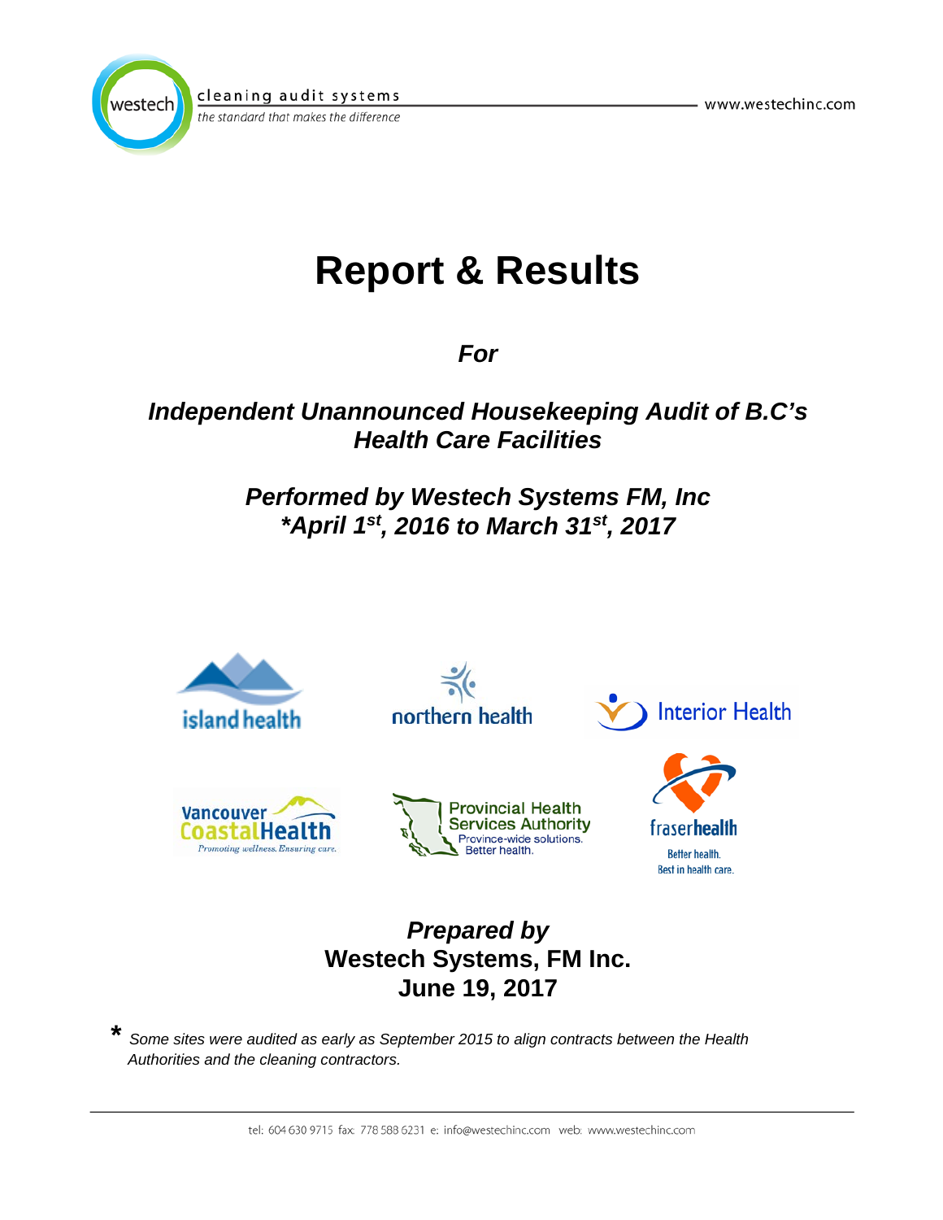westech cleaning audit systems
*the standard that makes the difference*

www.westechinc.com

# Report & Results

***For***

***Independent Unannounced Housekeeping Audit of B.C's Health Care Facilities***

***Performed by Westech Systems FM, Inc***
***\*April 1st, 2016 to March 31st, 2017***

island health

northern health

Interior Health

Vancouver Coastal Health — *Promoting wellness. Ensuring care.*

Provincial Health Services Authority — Province-wide solutions. Better health.

fraserhealth — Better health. Best in health care.

***Prepared by***
**Westech Systems, FM Inc.**
**June 19, 2017**

\* *Some sites were audited as early as September 2015 to align contracts between the Health Authorities and the cleaning contractors.*

tel: 604 630 9715 fax: 778 588 6231 e: info@westechinc.com web: www.westechinc.com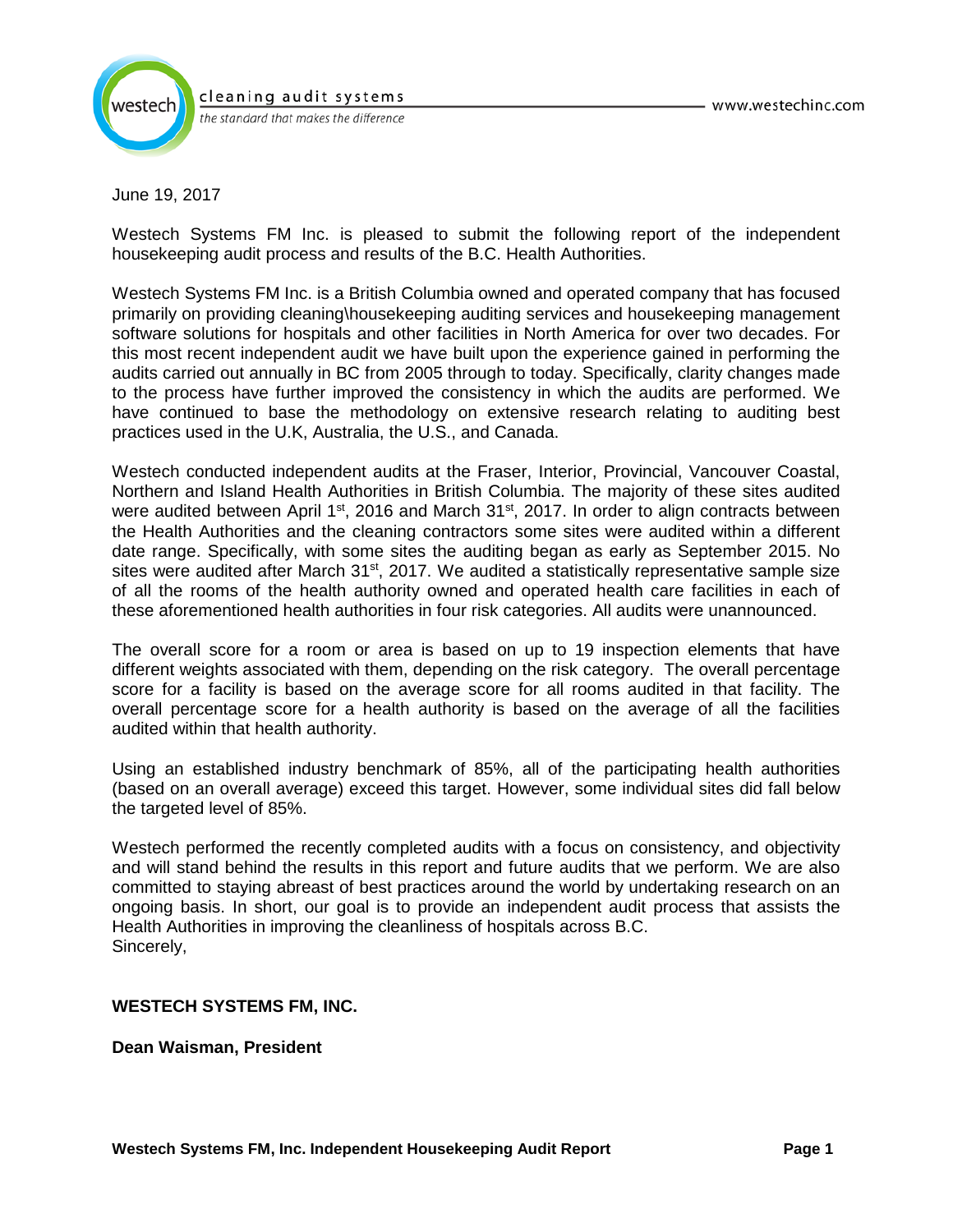June 19, 2017

Westech Systems FM Inc. is pleased to submit the following report of the independent housekeeping audit process and results of the B.C. Health Authorities.

Westech Systems FM Inc. is a British Columbia owned and operated company that has focused primarily on providing cleaning\housekeeping auditing services and housekeeping management software solutions for hospitals and other facilities in North America for over two decades. For this most recent independent audit we have built upon the experience gained in performing the audits carried out annually in BC from 2005 through to today. Specifically, clarity changes made to the process have further improved the consistency in which the audits are performed. We have continued to base the methodology on extensive research relating to auditing best practices used in the U.K, Australia, the U.S., and Canada.

Westech conducted independent audits at the Fraser, Interior, Provincial, Vancouver Coastal, Northern and Island Health Authorities in British Columbia. The majority of these sites audited were audited between April 1st, 2016 and March 31st, 2017. In order to align contracts between the Health Authorities and the cleaning contractors some sites were audited within a different date range. Specifically, with some sites the auditing began as early as September 2015. No sites were audited after March 31st, 2017. We audited a statistically representative sample size of all the rooms of the health authority owned and operated health care facilities in each of these aforementioned health authorities in four risk categories. All audits were unannounced.

The overall score for a room or area is based on up to 19 inspection elements that have different weights associated with them, depending on the risk category. The overall percentage score for a facility is based on the average score for all rooms audited in that facility. The overall percentage score for a health authority is based on the average of all the facilities audited within that health authority.

Using an established industry benchmark of 85%, all of the participating health authorities (based on an overall average) exceed this target. However, some individual sites did fall below the targeted level of 85%.

Westech performed the recently completed audits with a focus on consistency, and objectivity and will stand behind the results in this report and future audits that we perform. We are also committed to staying abreast of best practices around the world by undertaking research on an ongoing basis. In short, our goal is to provide an independent audit process that assists the Health Authorities in improving the cleanliness of hospitals across B.C.
Sincerely,

**WESTECH SYSTEMS FM, INC.**

**Dean Waisman, President**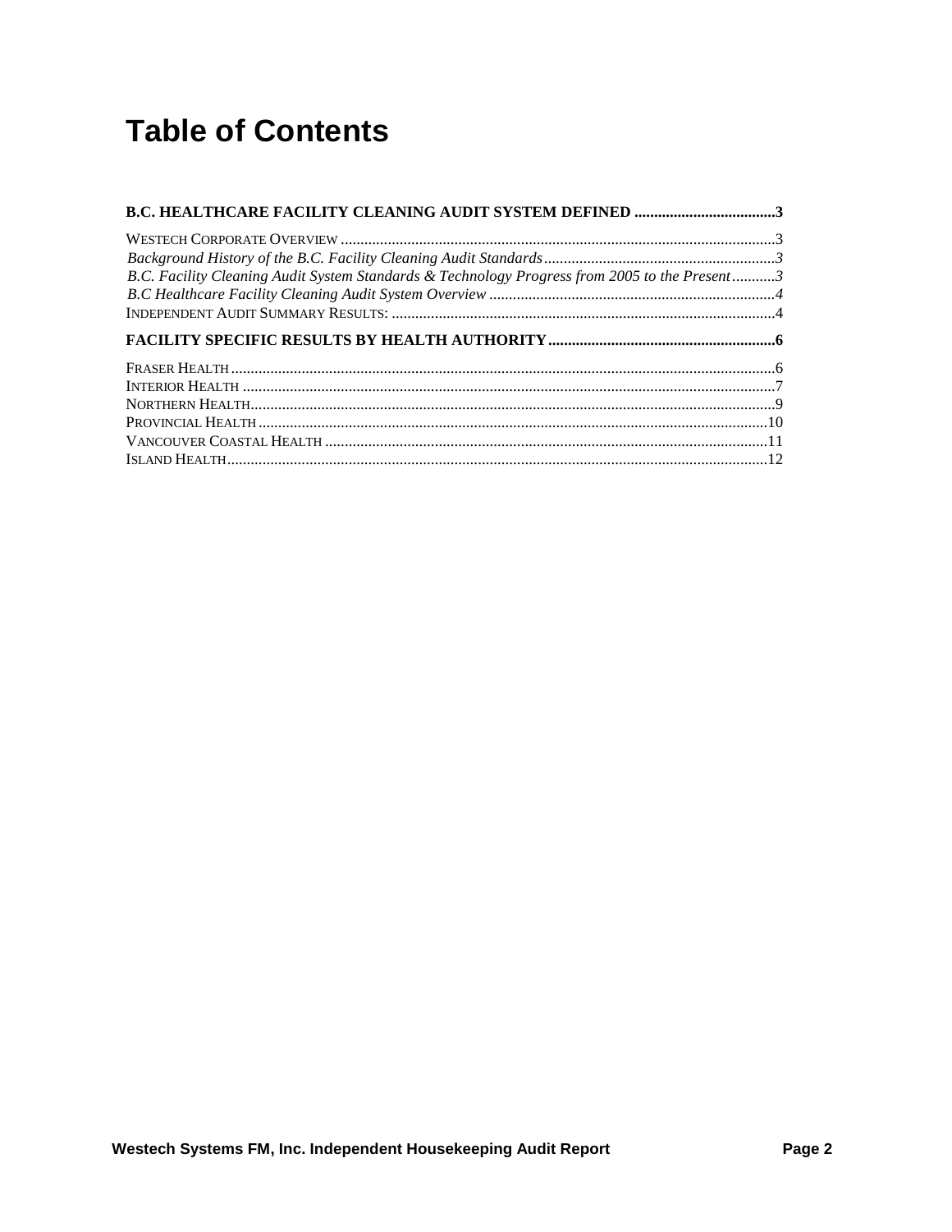# Table of Contents

**B.C. HEALTHCARE FACILITY CLEANING AUDIT SYSTEM DEFINED .................................... 3**

WESTECH CORPORATE OVERVIEW .............................................................................................. 3

*Background History of the B.C. Facility Cleaning Audit Standards ........................................................... 3*

*B.C. Facility Cleaning Audit System Standards & Technology Progress from 2005 to the Present ........... 3*

*B.C Healthcare Facility Cleaning Audit System Overview ......................................................................... 4*

INDEPENDENT AUDIT SUMMARY RESULTS: ................................................................................. 4

**FACILITY SPECIFIC RESULTS BY HEALTH AUTHORITY ......................................................... 6**

FRASER HEALTH .......................................................................................................................... 6

INTERIOR HEALTH ....................................................................................................................... 7

NORTHERN HEALTH ..................................................................................................................... 9

PROVINCIAL HEALTH .................................................................................................................. 10

VANCOUVER COASTAL HEALTH ................................................................................................. 11

ISLAND HEALTH .......................................................................................................................... 12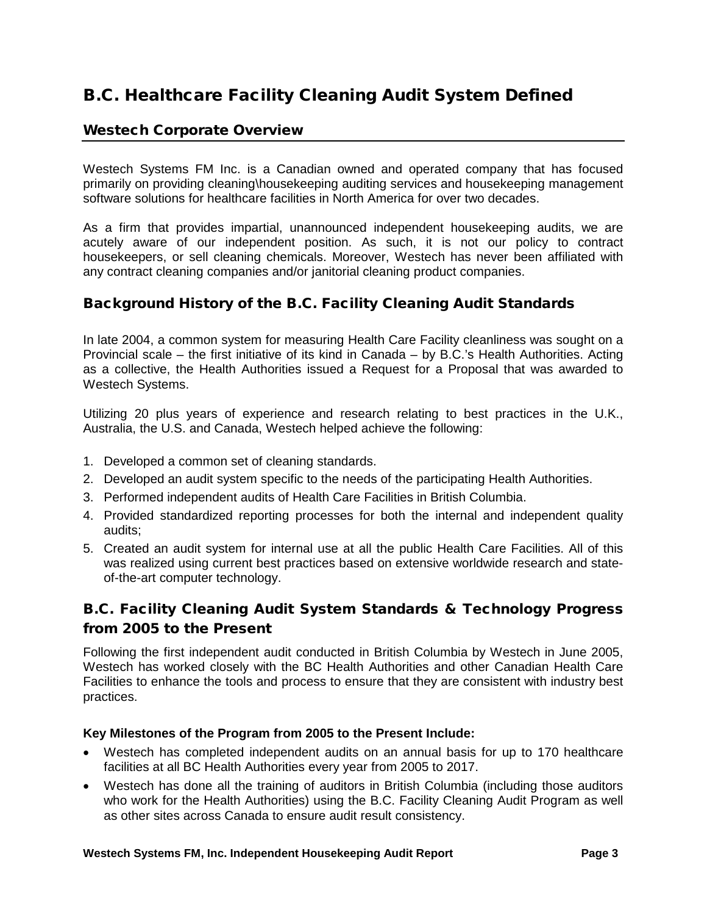# B.C. Healthcare Facility Cleaning Audit System Defined

## Westech Corporate Overview

Westech Systems FM Inc. is a Canadian owned and operated company that has focused primarily on providing cleaning\housekeeping auditing services and housekeeping management software solutions for healthcare facilities in North America for over two decades.

As a firm that provides impartial, unannounced independent housekeeping audits, we are acutely aware of our independent position. As such, it is not our policy to contract housekeepers, or sell cleaning chemicals. Moreover, Westech has never been affiliated with any contract cleaning companies and/or janitorial cleaning product companies.

## Background History of the B.C. Facility Cleaning Audit Standards

In late 2004, a common system for measuring Health Care Facility cleanliness was sought on a Provincial scale – the first initiative of its kind in Canada – by B.C.'s Health Authorities. Acting as a collective, the Health Authorities issued a Request for a Proposal that was awarded to Westech Systems.

Utilizing 20 plus years of experience and research relating to best practices in the U.K., Australia, the U.S. and Canada, Westech helped achieve the following:

1. Developed a common set of cleaning standards.
2. Developed an audit system specific to the needs of the participating Health Authorities.
3. Performed independent audits of Health Care Facilities in British Columbia.
4. Provided standardized reporting processes for both the internal and independent quality audits;
5. Created an audit system for internal use at all the public Health Care Facilities. All of this was realized using current best practices based on extensive worldwide research and state-of-the-art computer technology.

## B.C. Facility Cleaning Audit System Standards & Technology Progress from 2005 to the Present

Following the first independent audit conducted in British Columbia by Westech in June 2005, Westech has worked closely with the BC Health Authorities and other Canadian Health Care Facilities to enhance the tools and process to ensure that they are consistent with industry best practices.

**Key Milestones of the Program from 2005 to the Present Include:**

- Westech has completed independent audits on an annual basis for up to 170 healthcare facilities at all BC Health Authorities every year from 2005 to 2017.
- Westech has done all the training of auditors in British Columbia (including those auditors who work for the Health Authorities) using the B.C. Facility Cleaning Audit Program as well as other sites across Canada to ensure audit result consistency.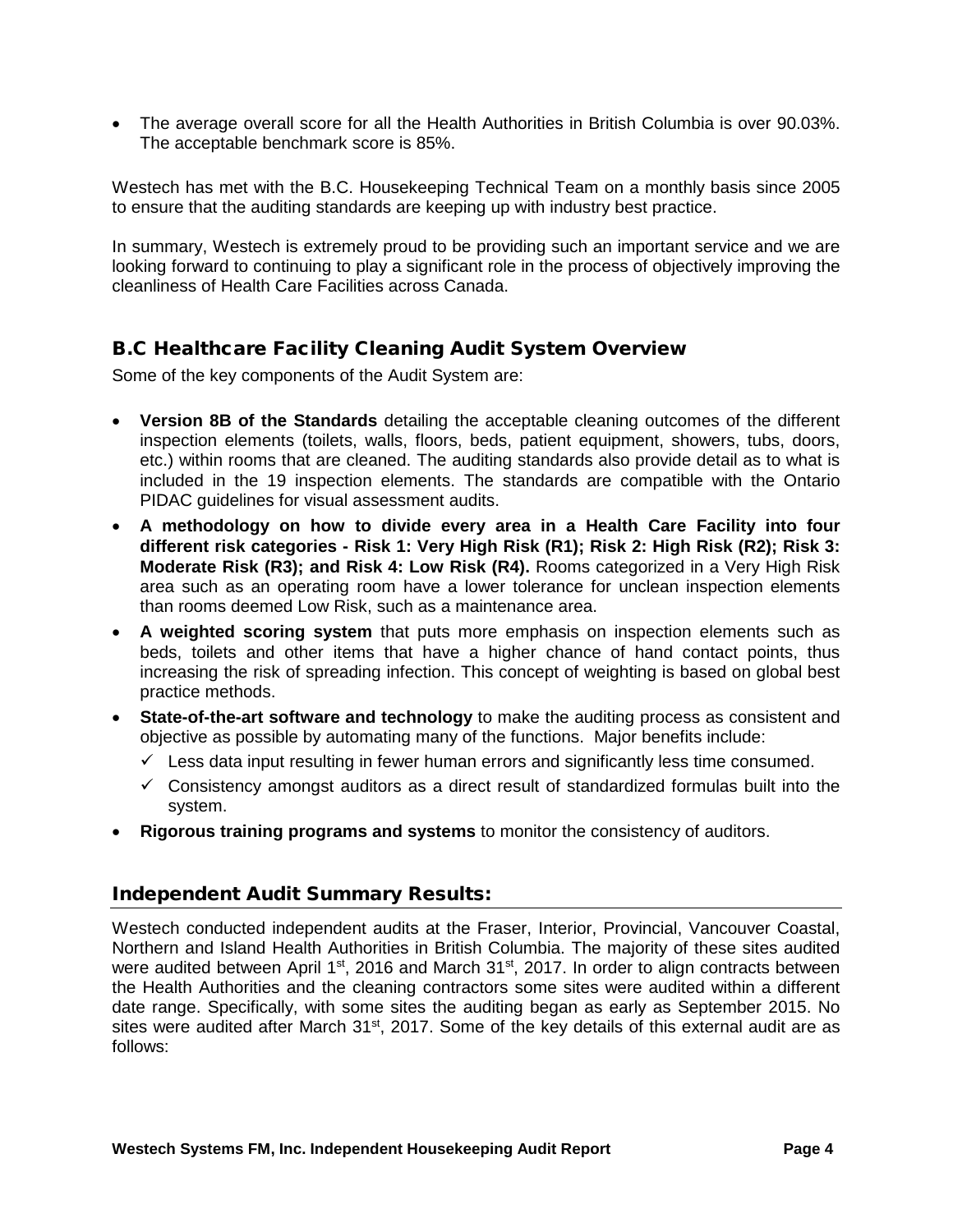- The average overall score for all the Health Authorities in British Columbia is over 90.03%. The acceptable benchmark score is 85%.

Westech has met with the B.C. Housekeeping Technical Team on a monthly basis since 2005 to ensure that the auditing standards are keeping up with industry best practice.

In summary, Westech is extremely proud to be providing such an important service and we are looking forward to continuing to play a significant role in the process of objectively improving the cleanliness of Health Care Facilities across Canada.

## B.C Healthcare Facility Cleaning Audit System Overview

Some of the key components of the Audit System are:

- **Version 8B of the Standards** detailing the acceptable cleaning outcomes of the different inspection elements (toilets, walls, floors, beds, patient equipment, showers, tubs, doors, etc.) within rooms that are cleaned. The auditing standards also provide detail as to what is included in the 19 inspection elements. The standards are compatible with the Ontario PIDAC guidelines for visual assessment audits.
- **A methodology on how to divide every area in a Health Care Facility into four different risk categories - Risk 1: Very High Risk (R1); Risk 2: High Risk (R2); Risk 3: Moderate Risk (R3); and Risk 4: Low Risk (R4).** Rooms categorized in a Very High Risk area such as an operating room have a lower tolerance for unclean inspection elements than rooms deemed Low Risk, such as a maintenance area.
- **A weighted scoring system** that puts more emphasis on inspection elements such as beds, toilets and other items that have a higher chance of hand contact points, thus increasing the risk of spreading infection. This concept of weighting is based on global best practice methods.
- **State-of-the-art software and technology** to make the auditing process as consistent and objective as possible by automating many of the functions. Major benefits include:
  - ✓ Less data input resulting in fewer human errors and significantly less time consumed.
  - ✓ Consistency amongst auditors as a direct result of standardized formulas built into the system.
- **Rigorous training programs and systems** to monitor the consistency of auditors.

## Independent Audit Summary Results:

Westech conducted independent audits at the Fraser, Interior, Provincial, Vancouver Coastal, Northern and Island Health Authorities in British Columbia. The majority of these sites audited were audited between April 1st, 2016 and March 31st, 2017. In order to align contracts between the Health Authorities and the cleaning contractors some sites were audited within a different date range. Specifically, with some sites the auditing began as early as September 2015. No sites were audited after March 31st, 2017. Some of the key details of this external audit are as follows: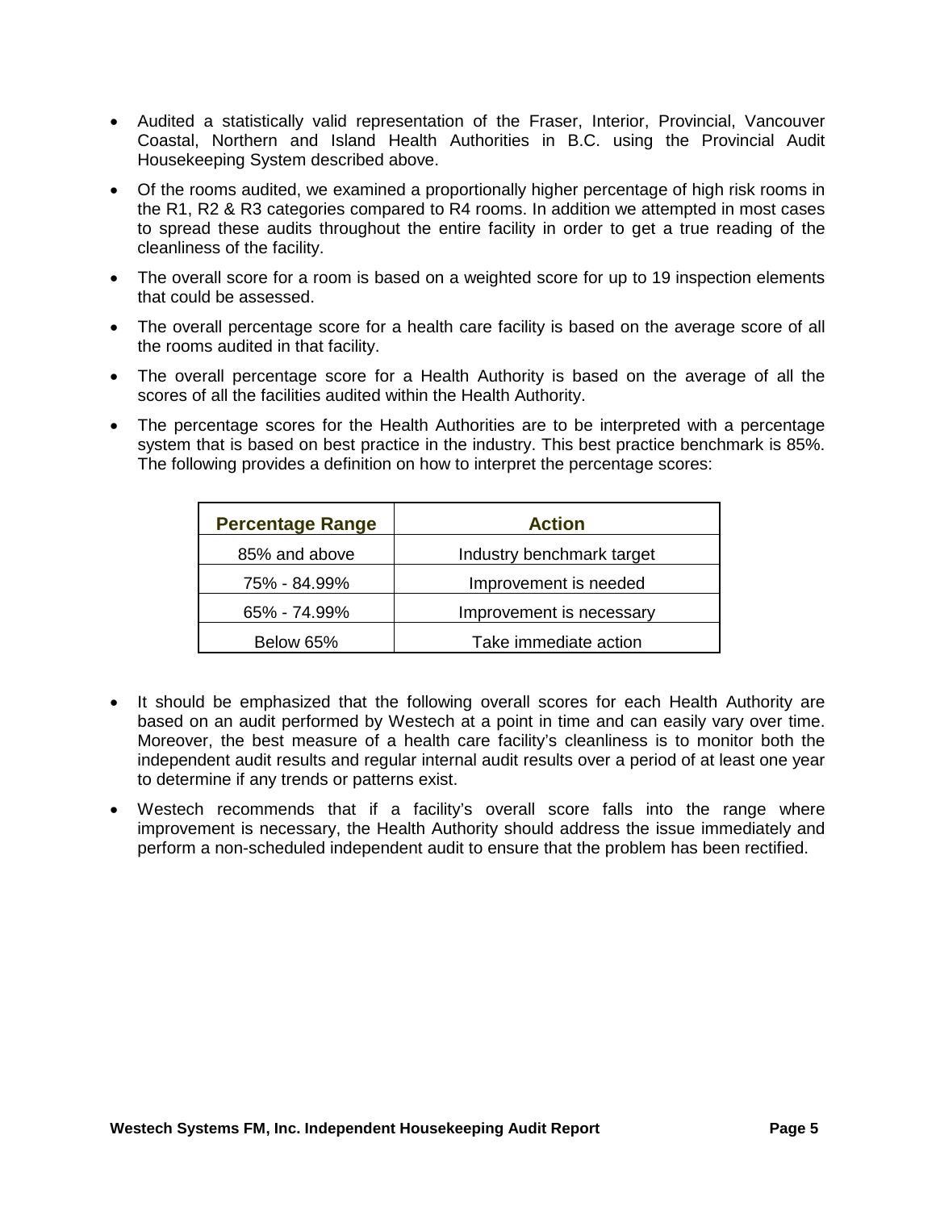- Audited a statistically valid representation of the Fraser, Interior, Provincial, Vancouver Coastal, Northern and Island Health Authorities in B.C. using the Provincial Audit Housekeeping System described above.
- Of the rooms audited, we examined a proportionally higher percentage of high risk rooms in the R1, R2 & R3 categories compared to R4 rooms. In addition we attempted in most cases to spread these audits throughout the entire facility in order to get a true reading of the cleanliness of the facility.
- The overall score for a room is based on a weighted score for up to 19 inspection elements that could be assessed.
- The overall percentage score for a health care facility is based on the average score of all the rooms audited in that facility.
- The overall percentage score for a Health Authority is based on the average of all the scores of all the facilities audited within the Health Authority.
- The percentage scores for the Health Authorities are to be interpreted with a percentage system that is based on best practice in the industry. This best practice benchmark is 85%. The following provides a definition on how to interpret the percentage scores:

| Percentage Range | Action |
|---|---|
| 85% and above | Industry benchmark target |
| 75% - 84.99% | Improvement is needed |
| 65% - 74.99% | Improvement is necessary |
| Below 65% | Take immediate action |

- It should be emphasized that the following overall scores for each Health Authority are based on an audit performed by Westech at a point in time and can easily vary over time. Moreover, the best measure of a health care facility's cleanliness is to monitor both the independent audit results and regular internal audit results over a period of at least one year to determine if any trends or patterns exist.
- Westech recommends that if a facility's overall score falls into the range where improvement is necessary, the Health Authority should address the issue immediately and perform a non-scheduled independent audit to ensure that the problem has been rectified.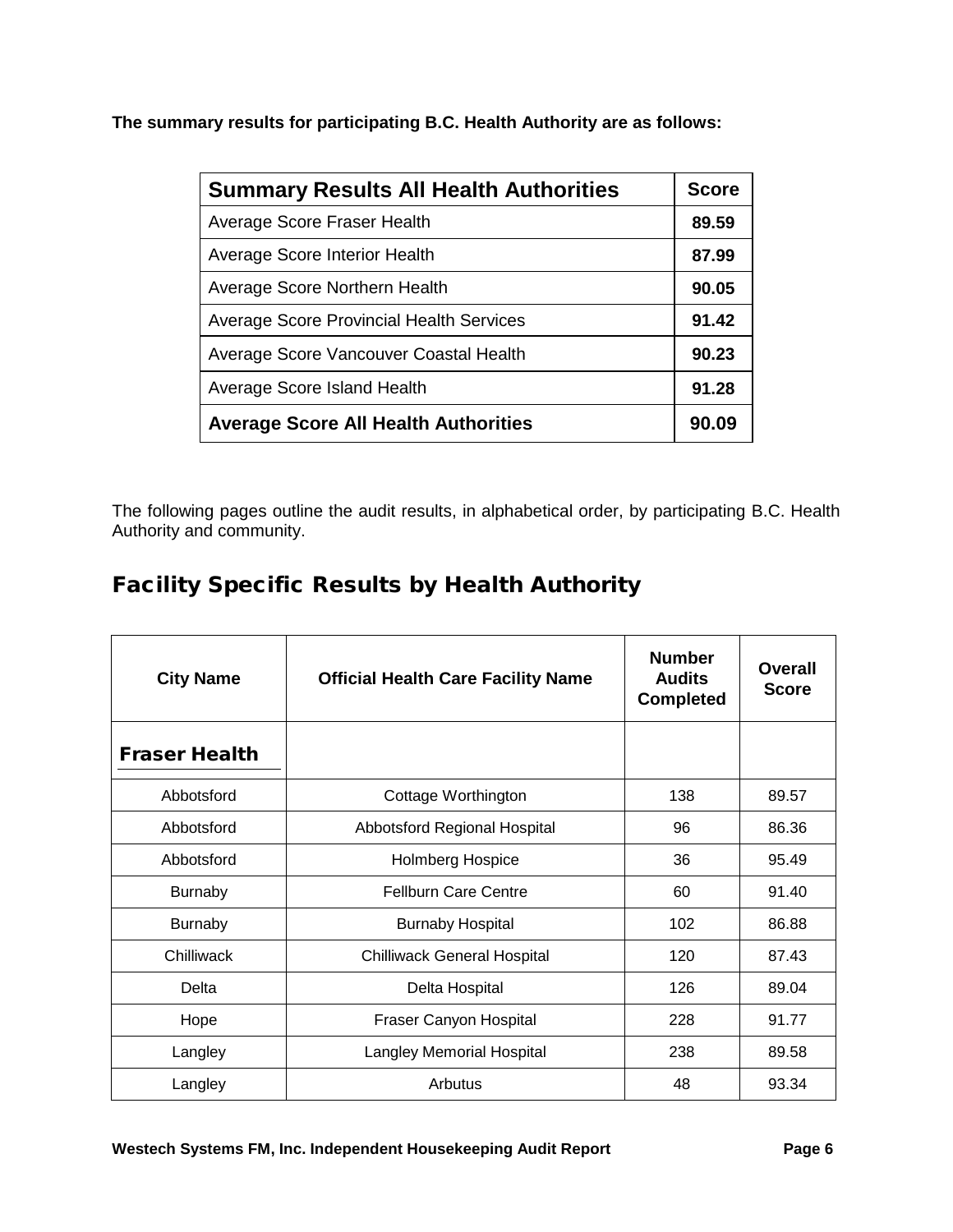**The summary results for participating B.C. Health Authority are as follows:**

| Summary Results All Health Authorities | Score |
|---|---|
| Average Score Fraser Health | **89.59** |
| Average Score Interior Health | **87.99** |
| Average Score Northern Health | **90.05** |
| Average Score Provincial Health Services | **91.42** |
| Average Score Vancouver Coastal Health | **90.23** |
| Average Score Island Health | **91.28** |
| **Average Score All Health Authorities** | **90.09** |

The following pages outline the audit results, in alphabetical order, by participating B.C. Health Authority and community.

## Facility Specific Results by Health Authority

| City Name | Official Health Care Facility Name | Number Audits Completed | Overall Score |
|---|---|---|---|
| **Fraser Health** | | | |
| Abbotsford | Cottage Worthington | 138 | 89.57 |
| Abbotsford | Abbotsford Regional Hospital | 96 | 86.36 |
| Abbotsford | Holmberg Hospice | 36 | 95.49 |
| Burnaby | Fellburn Care Centre | 60 | 91.40 |
| Burnaby | Burnaby Hospital | 102 | 86.88 |
| Chilliwack | Chilliwack General Hospital | 120 | 87.43 |
| Delta | Delta Hospital | 126 | 89.04 |
| Hope | Fraser Canyon Hospital | 228 | 91.77 |
| Langley | Langley Memorial Hospital | 238 | 89.58 |
| Langley | Arbutus | 48 | 93.34 |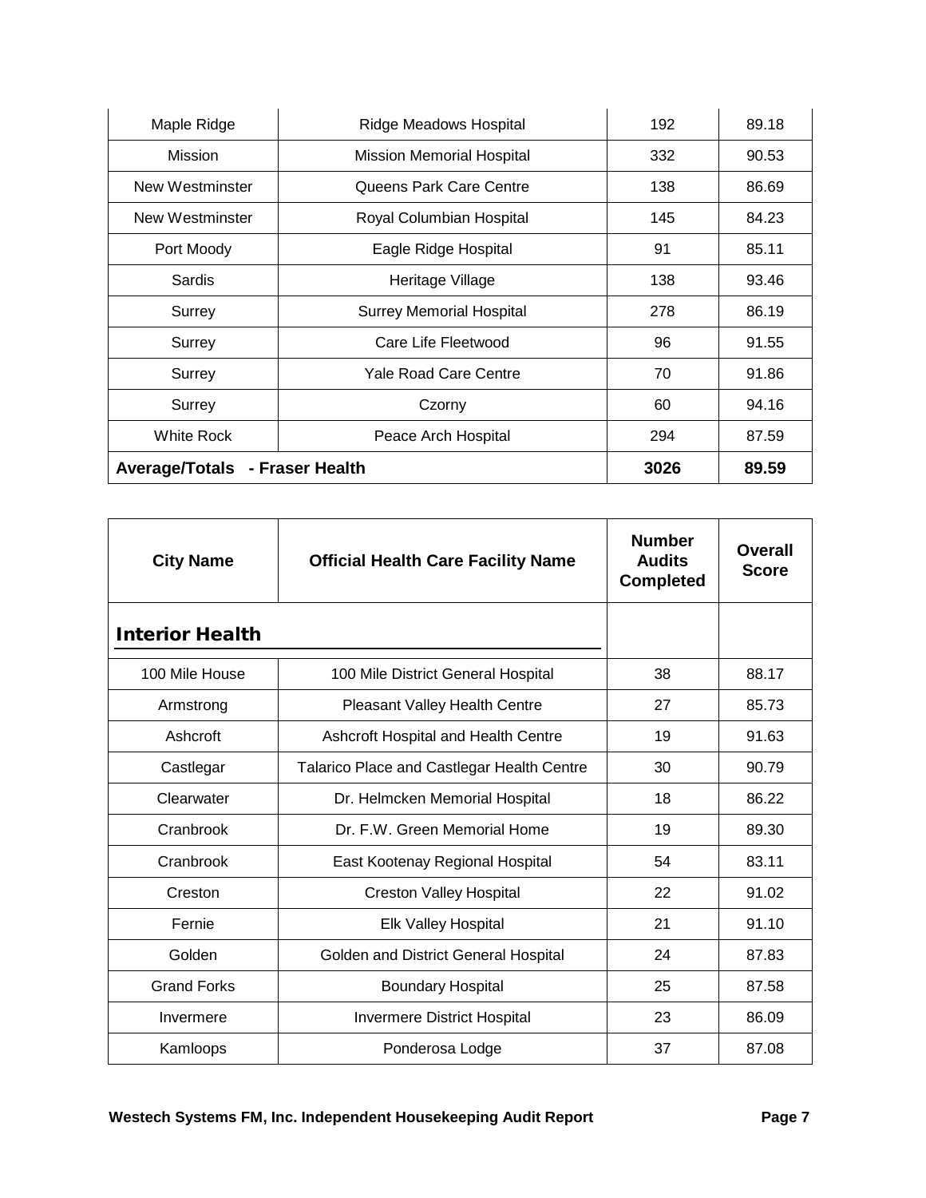| | | | |
|---|---|---|---|
| Maple Ridge | Ridge Meadows Hospital | 192 | 89.18 |
| Mission | Mission Memorial Hospital | 332 | 90.53 |
| New Westminster | Queens Park Care Centre | 138 | 86.69 |
| New Westminster | Royal Columbian Hospital | 145 | 84.23 |
| Port Moody | Eagle Ridge Hospital | 91 | 85.11 |
| Sardis | Heritage Village | 138 | 93.46 |
| Surrey | Surrey Memorial Hospital | 278 | 86.19 |
| Surrey | Care Life Fleetwood | 96 | 91.55 |
| Surrey | Yale Road Care Centre | 70 | 91.86 |
| Surrey | Czorny | 60 | 94.16 |
| White Rock | Peace Arch Hospital | 294 | 87.59 |
| **Average/Totals - Fraser Health** | | **3026** | **89.59** |

| City Name | Official Health Care Facility Name | Number Audits Completed | Overall Score |
|---|---|---|---|
| **Interior Health** | | | |
| 100 Mile House | 100 Mile District General Hospital | 38 | 88.17 |
| Armstrong | Pleasant Valley Health Centre | 27 | 85.73 |
| Ashcroft | Ashcroft Hospital and Health Centre | 19 | 91.63 |
| Castlegar | Talarico Place and Castlegar Health Centre | 30 | 90.79 |
| Clearwater | Dr. Helmcken Memorial Hospital | 18 | 86.22 |
| Cranbrook | Dr. F.W. Green Memorial Home | 19 | 89.30 |
| Cranbrook | East Kootenay Regional Hospital | 54 | 83.11 |
| Creston | Creston Valley Hospital | 22 | 91.02 |
| Fernie | Elk Valley Hospital | 21 | 91.10 |
| Golden | Golden and District General Hospital | 24 | 87.83 |
| Grand Forks | Boundary Hospital | 25 | 87.58 |
| Invermere | Invermere District Hospital | 23 | 86.09 |
| Kamloops | Ponderosa Lodge | 37 | 87.08 |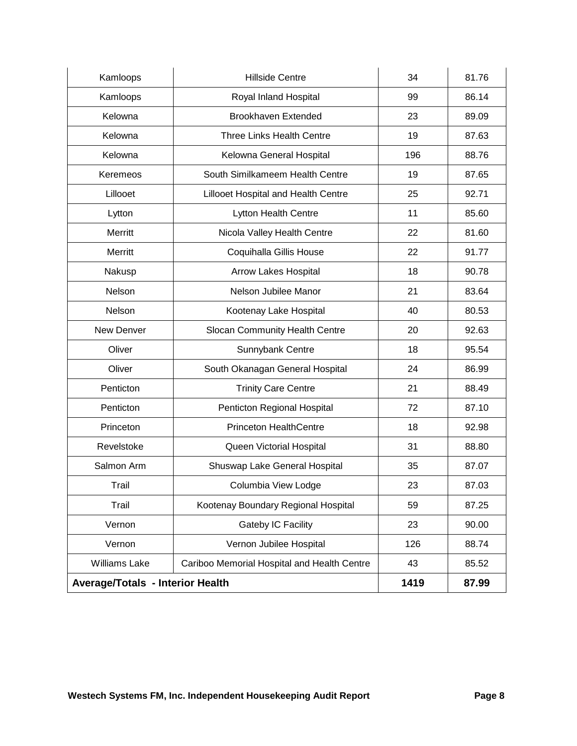| Kamloops | Hillside Centre | 34 | 81.76 |
|---|---|---|---|
| Kamloops | Royal Inland Hospital | 99 | 86.14 |
| Kelowna | Brookhaven Extended | 23 | 89.09 |
| Kelowna | Three Links Health Centre | 19 | 87.63 |
| Kelowna | Kelowna General Hospital | 196 | 88.76 |
| Keremeos | South Similkameem Health Centre | 19 | 87.65 |
| Lillooet | Lillooet Hospital and Health Centre | 25 | 92.71 |
| Lytton | Lytton Health Centre | 11 | 85.60 |
| Merritt | Nicola Valley Health Centre | 22 | 81.60 |
| Merritt | Coquihalla Gillis House | 22 | 91.77 |
| Nakusp | Arrow Lakes Hospital | 18 | 90.78 |
| Nelson | Nelson Jubilee Manor | 21 | 83.64 |
| Nelson | Kootenay Lake Hospital | 40 | 80.53 |
| New Denver | Slocan Community Health Centre | 20 | 92.63 |
| Oliver | Sunnybank Centre | 18 | 95.54 |
| Oliver | South Okanagan General Hospital | 24 | 86.99 |
| Penticton | Trinity Care Centre | 21 | 88.49 |
| Penticton | Penticton Regional Hospital | 72 | 87.10 |
| Princeton | Princeton HealthCentre | 18 | 92.98 |
| Revelstoke | Queen Victorial Hospital | 31 | 88.80 |
| Salmon Arm | Shuswap Lake General Hospital | 35 | 87.07 |
| Trail | Columbia View Lodge | 23 | 87.03 |
| Trail | Kootenay Boundary Regional Hospital | 59 | 87.25 |
| Vernon | Gateby IC Facility | 23 | 90.00 |
| Vernon | Vernon Jubilee Hospital | 126 | 88.74 |
| Williams Lake | Cariboo Memorial Hospital and Health Centre | 43 | 85.52 |
| **Average/Totals - Interior Health** | | **1419** | **87.99** |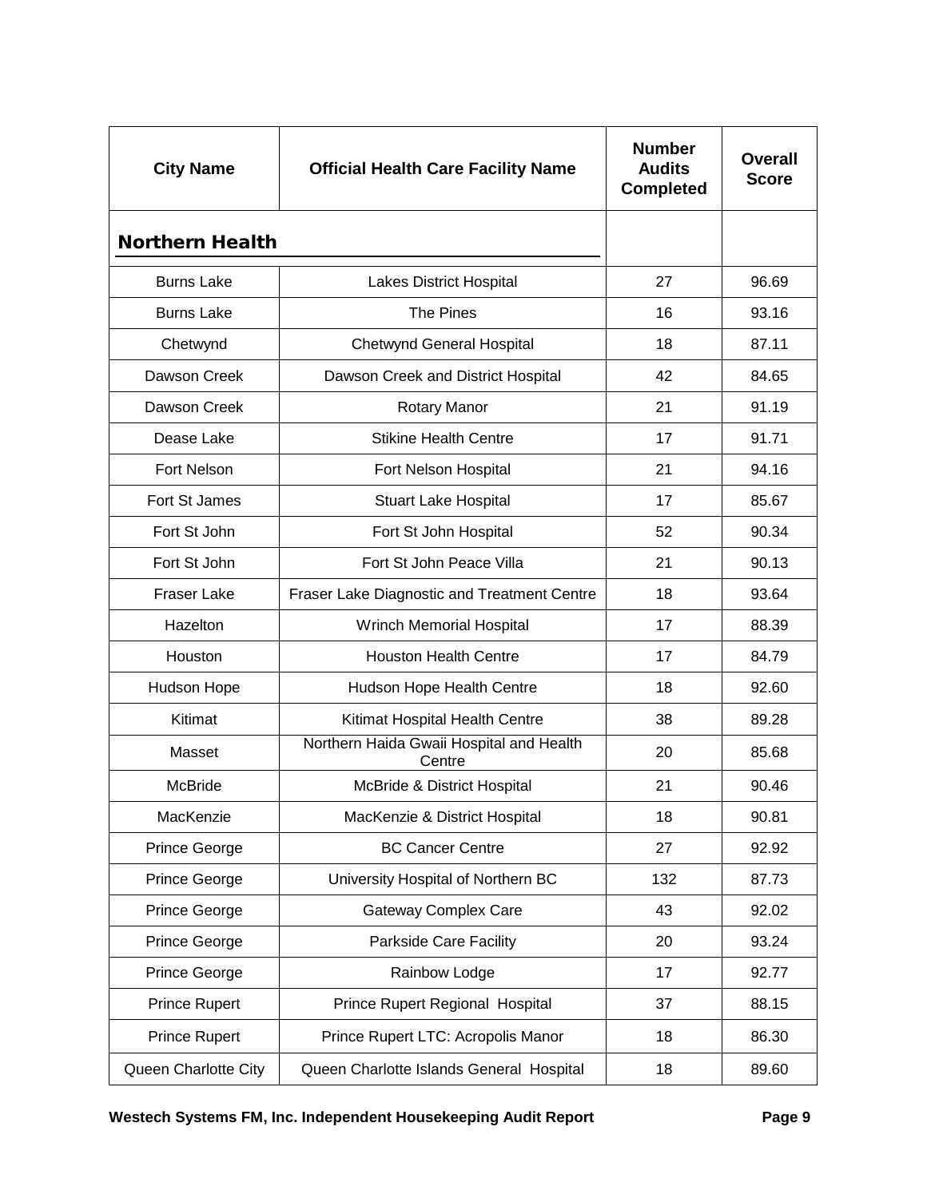| City Name | Official Health Care Facility Name | Number Audits Completed | Overall Score |
|---|---|---|---|
| **Northern Health** | | | |
| Burns Lake | Lakes District Hospital | 27 | 96.69 |
| Burns Lake | The Pines | 16 | 93.16 |
| Chetwynd | Chetwynd General Hospital | 18 | 87.11 |
| Dawson Creek | Dawson Creek and District Hospital | 42 | 84.65 |
| Dawson Creek | Rotary Manor | 21 | 91.19 |
| Dease Lake | Stikine Health Centre | 17 | 91.71 |
| Fort Nelson | Fort Nelson Hospital | 21 | 94.16 |
| Fort St James | Stuart Lake Hospital | 17 | 85.67 |
| Fort St John | Fort St John Hospital | 52 | 90.34 |
| Fort St John | Fort St John Peace Villa | 21 | 90.13 |
| Fraser Lake | Fraser Lake Diagnostic and Treatment Centre | 18 | 93.64 |
| Hazelton | Wrinch Memorial Hospital | 17 | 88.39 |
| Houston | Houston Health Centre | 17 | 84.79 |
| Hudson Hope | Hudson Hope Health Centre | 18 | 92.60 |
| Kitimat | Kitimat Hospital Health Centre | 38 | 89.28 |
| Masset | Northern Haida Gwaii Hospital and Health Centre | 20 | 85.68 |
| McBride | McBride & District Hospital | 21 | 90.46 |
| MacKenzie | MacKenzie & District Hospital | 18 | 90.81 |
| Prince George | BC Cancer Centre | 27 | 92.92 |
| Prince George | University Hospital of Northern BC | 132 | 87.73 |
| Prince George | Gateway Complex Care | 43 | 92.02 |
| Prince George | Parkside Care Facility | 20 | 93.24 |
| Prince George | Rainbow Lodge | 17 | 92.77 |
| Prince Rupert | Prince Rupert Regional Hospital | 37 | 88.15 |
| Prince Rupert | Prince Rupert LTC: Acropolis Manor | 18 | 86.30 |
| Queen Charlotte City | Queen Charlotte Islands General Hospital | 18 | 89.60 |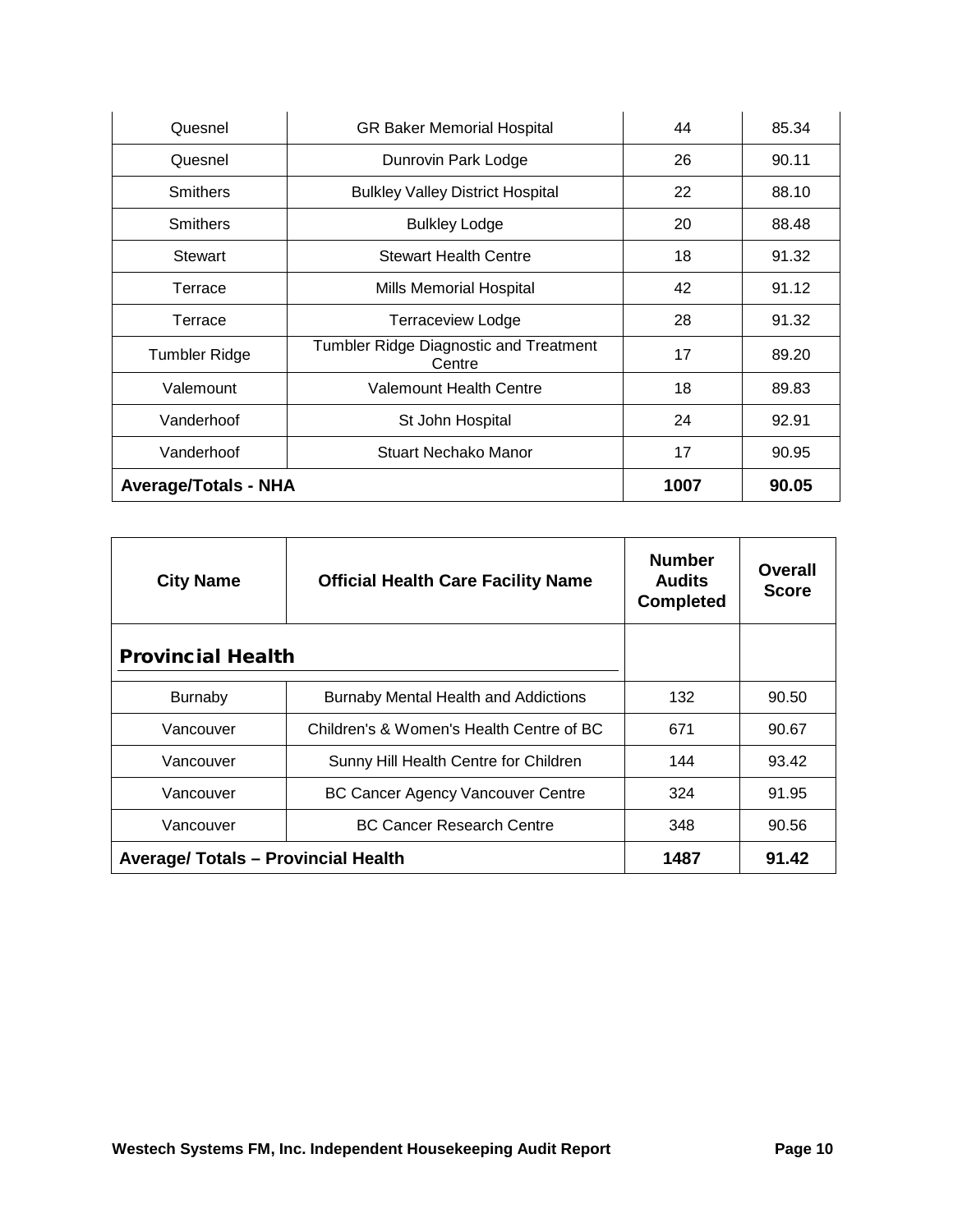| | | | |
|---|---|---|---|
| Quesnel | GR Baker Memorial Hospital | 44 | 85.34 |
| Quesnel | Dunrovin Park Lodge | 26 | 90.11 |
| Smithers | Bulkley Valley District Hospital | 22 | 88.10 |
| Smithers | Bulkley Lodge | 20 | 88.48 |
| Stewart | Stewart Health Centre | 18 | 91.32 |
| Terrace | Mills Memorial Hospital | 42 | 91.12 |
| Terrace | Terraceview Lodge | 28 | 91.32 |
| Tumbler Ridge | Tumbler Ridge Diagnostic and Treatment Centre | 17 | 89.20 |
| Valemount | Valemount Health Centre | 18 | 89.83 |
| Vanderhoof | St John Hospital | 24 | 92.91 |
| Vanderhoof | Stuart Nechako Manor | 17 | 90.95 |
| **Average/Totals - NHA** | | **1007** | **90.05** |

| City Name | Official Health Care Facility Name | Number Audits Completed | Overall Score |
|---|---|---|---|
| **Provincial Health** | | | |
| Burnaby | Burnaby Mental Health and Addictions | 132 | 90.50 |
| Vancouver | Children's & Women's Health Centre of BC | 671 | 90.67 |
| Vancouver | Sunny Hill Health Centre for Children | 144 | 93.42 |
| Vancouver | BC Cancer Agency Vancouver Centre | 324 | 91.95 |
| Vancouver | BC Cancer Research Centre | 348 | 90.56 |
| **Average/ Totals – Provincial Health** | | **1487** | **91.42** |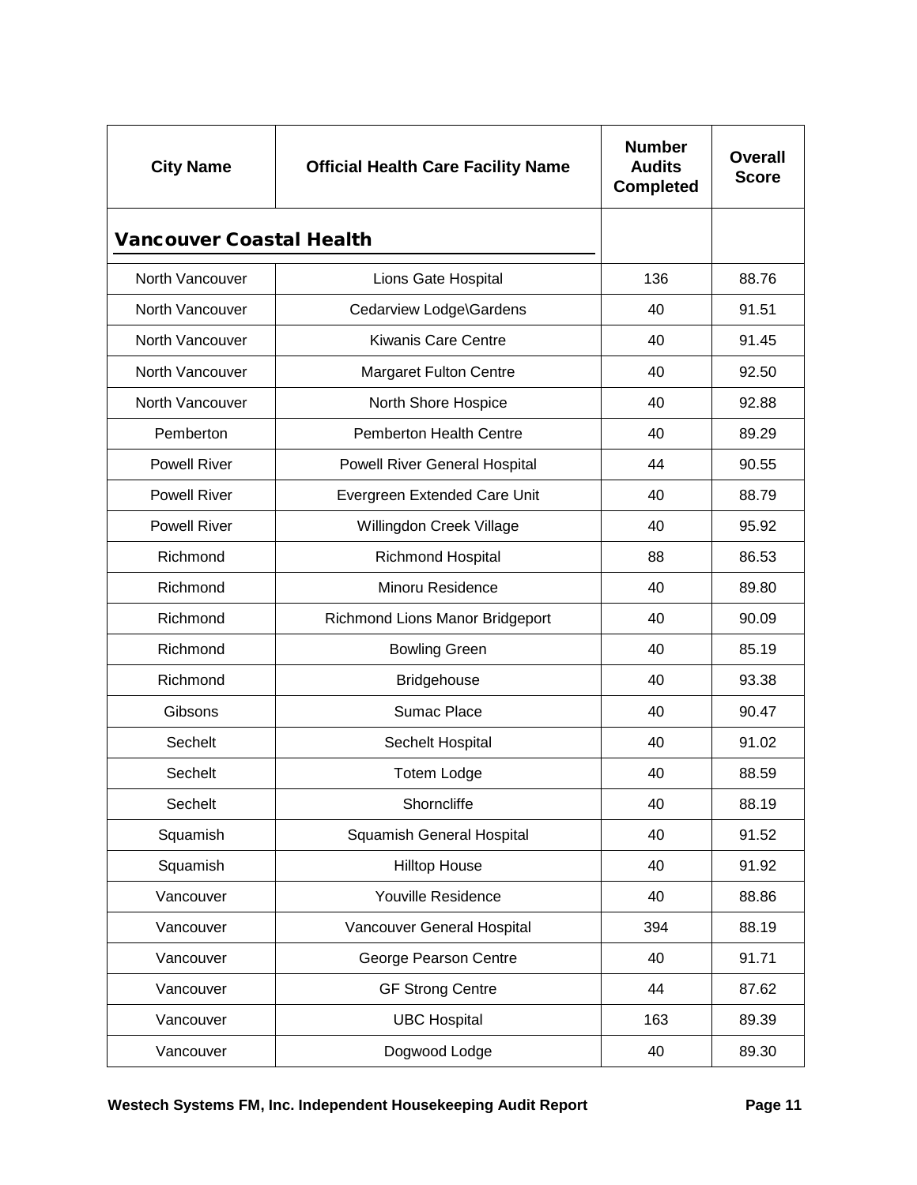| City Name | Official Health Care Facility Name | Number Audits Completed | Overall Score |
|---|---|---|---|
| **Vancouver Coastal Health** | | | |
| North Vancouver | Lions Gate Hospital | 136 | 88.76 |
| North Vancouver | Cedarview Lodge\Gardens | 40 | 91.51 |
| North Vancouver | Kiwanis Care Centre | 40 | 91.45 |
| North Vancouver | Margaret Fulton Centre | 40 | 92.50 |
| North Vancouver | North Shore Hospice | 40 | 92.88 |
| Pemberton | Pemberton Health Centre | 40 | 89.29 |
| Powell River | Powell River General Hospital | 44 | 90.55 |
| Powell River | Evergreen Extended Care Unit | 40 | 88.79 |
| Powell River | Willingdon Creek Village | 40 | 95.92 |
| Richmond | Richmond Hospital | 88 | 86.53 |
| Richmond | Minoru Residence | 40 | 89.80 |
| Richmond | Richmond Lions Manor Bridgeport | 40 | 90.09 |
| Richmond | Bowling Green | 40 | 85.19 |
| Richmond | Bridgehouse | 40 | 93.38 |
| Gibsons | Sumac Place | 40 | 90.47 |
| Sechelt | Sechelt Hospital | 40 | 91.02 |
| Sechelt | Totem Lodge | 40 | 88.59 |
| Sechelt | Shorncliffe | 40 | 88.19 |
| Squamish | Squamish General Hospital | 40 | 91.52 |
| Squamish | Hilltop House | 40 | 91.92 |
| Vancouver | Youville Residence | 40 | 88.86 |
| Vancouver | Vancouver General Hospital | 394 | 88.19 |
| Vancouver | George Pearson Centre | 40 | 91.71 |
| Vancouver | GF Strong Centre | 44 | 87.62 |
| Vancouver | UBC Hospital | 163 | 89.39 |
| Vancouver | Dogwood Lodge | 40 | 89.30 |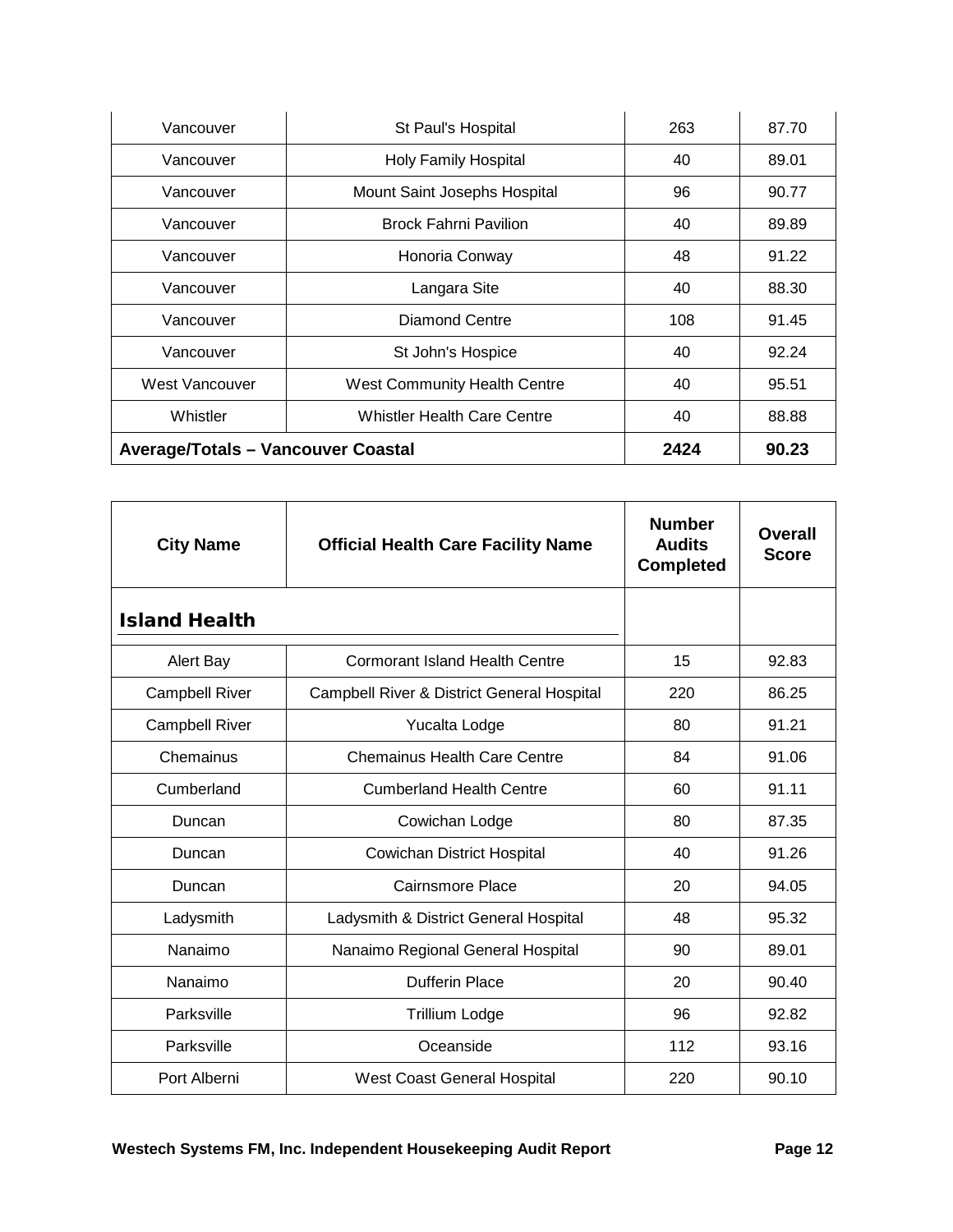| Vancouver | St Paul's Hospital | 263 | 87.70 |
|---|---|---|---|
| Vancouver | Holy Family Hospital | 40 | 89.01 |
| Vancouver | Mount Saint Josephs Hospital | 96 | 90.77 |
| Vancouver | Brock Fahrni Pavilion | 40 | 89.89 |
| Vancouver | Honoria Conway | 48 | 91.22 |
| Vancouver | Langara Site | 40 | 88.30 |
| Vancouver | Diamond Centre | 108 | 91.45 |
| Vancouver | St John's Hospice | 40 | 92.24 |
| West Vancouver | West Community Health Centre | 40 | 95.51 |
| Whistler | Whistler Health Care Centre | 40 | 88.88 |
| **Average/Totals – Vancouver Coastal** | | **2424** | **90.23** |

| City Name | Official Health Care Facility Name | Number Audits Completed | Overall Score |
|---|---|---|---|
| **Island Health** | | | |
| Alert Bay | Cormorant Island Health Centre | 15 | 92.83 |
| Campbell River | Campbell River & District General Hospital | 220 | 86.25 |
| Campbell River | Yucalta Lodge | 80 | 91.21 |
| Chemainus | Chemainus Health Care Centre | 84 | 91.06 |
| Cumberland | Cumberland Health Centre | 60 | 91.11 |
| Duncan | Cowichan Lodge | 80 | 87.35 |
| Duncan | Cowichan District Hospital | 40 | 91.26 |
| Duncan | Cairnsmore Place | 20 | 94.05 |
| Ladysmith | Ladysmith & District General Hospital | 48 | 95.32 |
| Nanaimo | Nanaimo Regional General Hospital | 90 | 89.01 |
| Nanaimo | Dufferin Place | 20 | 90.40 |
| Parksville | Trillium Lodge | 96 | 92.82 |
| Parksville | Oceanside | 112 | 93.16 |
| Port Alberni | West Coast General Hospital | 220 | 90.10 |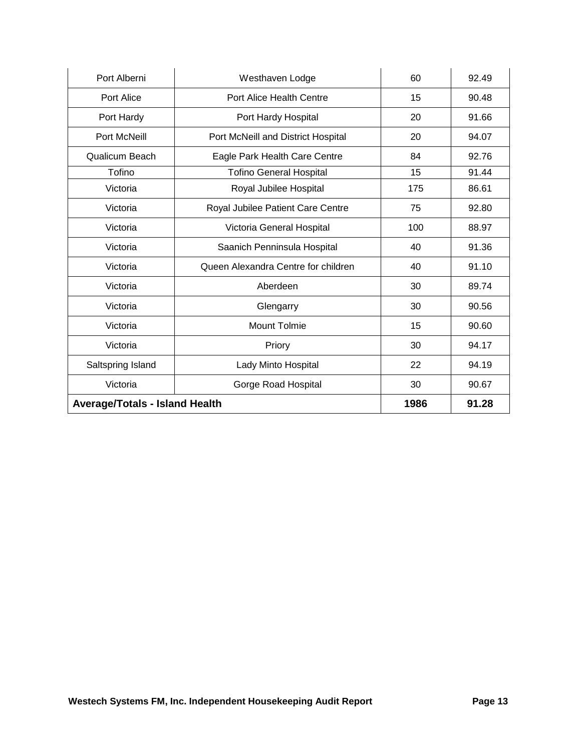| | | | |
|---|---|---|---|
| Port Alberni | Westhaven Lodge | 60 | 92.49 |
| Port Alice | Port Alice Health Centre | 15 | 90.48 |
| Port Hardy | Port Hardy Hospital | 20 | 91.66 |
| Port McNeill | Port McNeill and District Hospital | 20 | 94.07 |
| Qualicum Beach | Eagle Park Health Care Centre | 84 | 92.76 |
| Tofino | Tofino General Hospital | 15 | 91.44 |
| Victoria | Royal Jubilee Hospital | 175 | 86.61 |
| Victoria | Royal Jubilee Patient Care Centre | 75 | 92.80 |
| Victoria | Victoria General Hospital | 100 | 88.97 |
| Victoria | Saanich Penninsula Hospital | 40 | 91.36 |
| Victoria | Queen Alexandra Centre for children | 40 | 91.10 |
| Victoria | Aberdeen | 30 | 89.74 |
| Victoria | Glengarry | 30 | 90.56 |
| Victoria | Mount Tolmie | 15 | 90.60 |
| Victoria | Priory | 30 | 94.17 |
| Saltspring Island | Lady Minto Hospital | 22 | 94.19 |
| Victoria | Gorge Road Hospital | 30 | 90.67 |
| **Average/Totals - Island Health** | | **1986** | **91.28** |